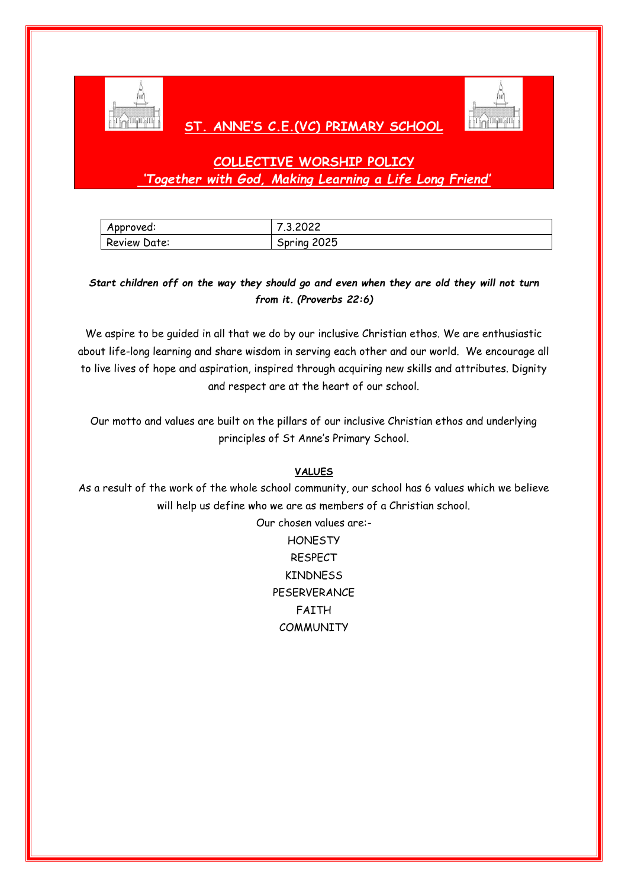# ST. ANNE'S C.E.(VC) PRIMARY SCHOOL

## COLLECTIVE WORSHIP POLICY

***'Together with God, Making Learning a Life Long Friend'***

| Approved: | 7.3.2022 |
|---|---|
| Review Date: | Spring 2025 |

***Start children off on the way they should go and even when they are old they will not turn from it. (Proverbs 22:6)***

We aspire to be guided in all that we do by our inclusive Christian ethos. We are enthusiastic about life-long learning and share wisdom in serving each other and our world. We encourage all to live lives of hope and aspiration, inspired through acquiring new skills and attributes. Dignity and respect are at the heart of our school.

Our motto and values are built on the pillars of our inclusive Christian ethos and underlying principles of St Anne's Primary School.

### VALUES

As a result of the work of the whole school community, our school has 6 values which we believe will help us define who we are as members of a Christian school.

Our chosen values are:-

HONESTY

RESPECT

KINDNESS

PESERVERANCE

FAITH

COMMUNITY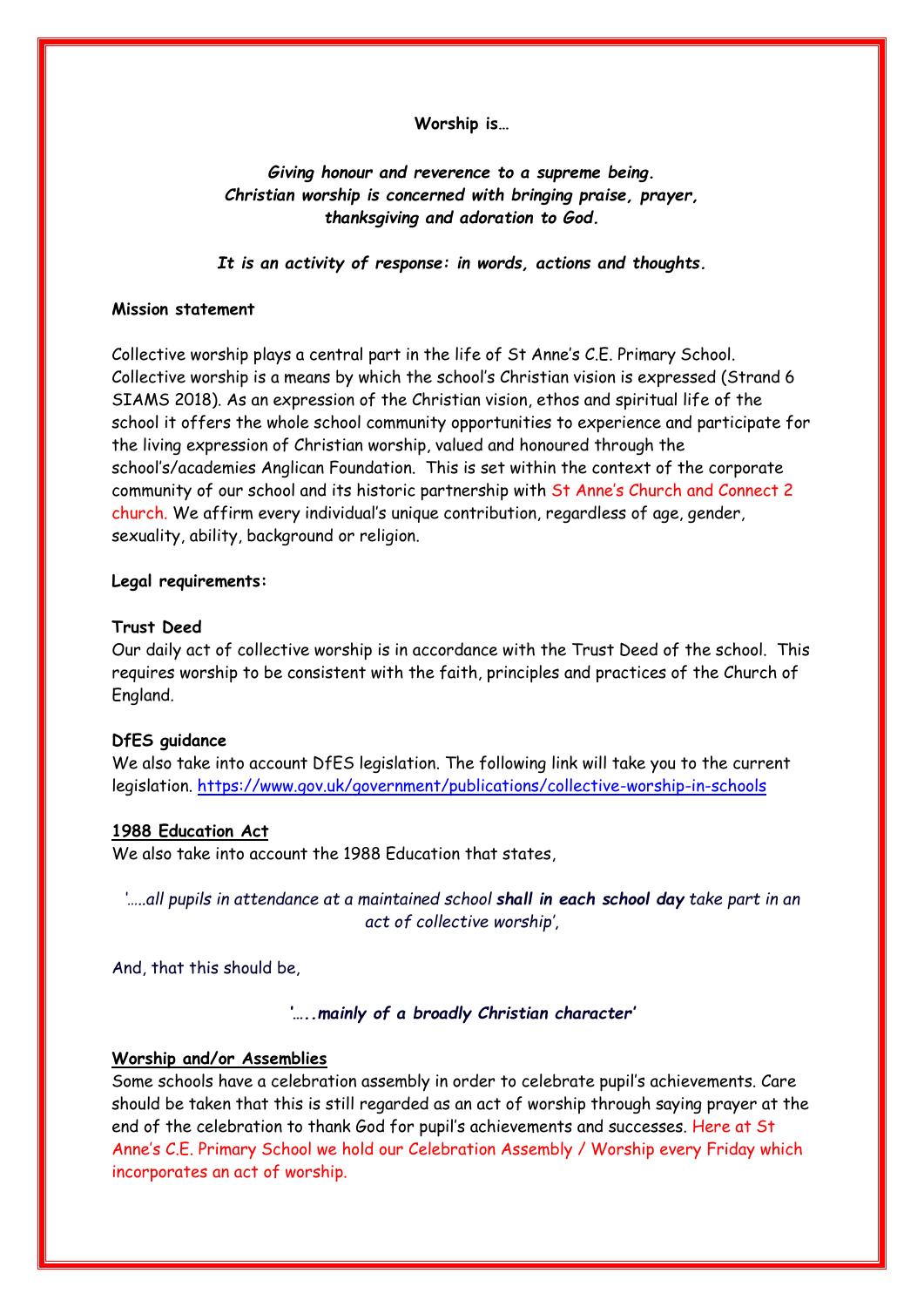**Worship is…**

***Giving honour and reverence to a supreme being. Christian worship is concerned with bringing praise, prayer, thanksgiving and adoration to God.***

***It is an activity of response: in words, actions and thoughts.***

**Mission statement**

Collective worship plays a central part in the life of St Anne's C.E. Primary School. Collective worship is a means by which the school's Christian vision is expressed (Strand 6 SIAMS 2018). As an expression of the Christian vision, ethos and spiritual life of the school it offers the whole school community opportunities to experience and participate for the living expression of Christian worship, valued and honoured through the school's/academies Anglican Foundation. This is set within the context of the corporate community of our school and its historic partnership with St Anne's Church and Connect 2 church. We affirm every individual's unique contribution, regardless of age, gender, sexuality, ability, background or religion.

**Legal requirements:**

**Trust Deed**

Our daily act of collective worship is in accordance with the Trust Deed of the school. This requires worship to be consistent with the faith, principles and practices of the Church of England.

**DfES guidance**

We also take into account DfES legislation. The following link will take you to the current legislation. https://www.gov.uk/government/publications/collective-worship-in-schools

**1988 Education Act**

We also take into account the 1988 Education that states,

*'…..all pupils in attendance at a maintained school **shall in each school day** take part in an act of collective worship',*

And, that this should be,

***'…..mainly of a broadly Christian character'***

**Worship and/or Assemblies**

Some schools have a celebration assembly in order to celebrate pupil's achievements. Care should be taken that this is still regarded as an act of worship through saying prayer at the end of the celebration to thank God for pupil's achievements and successes. Here at St Anne's C.E. Primary School we hold our Celebration Assembly / Worship every Friday which incorporates an act of worship.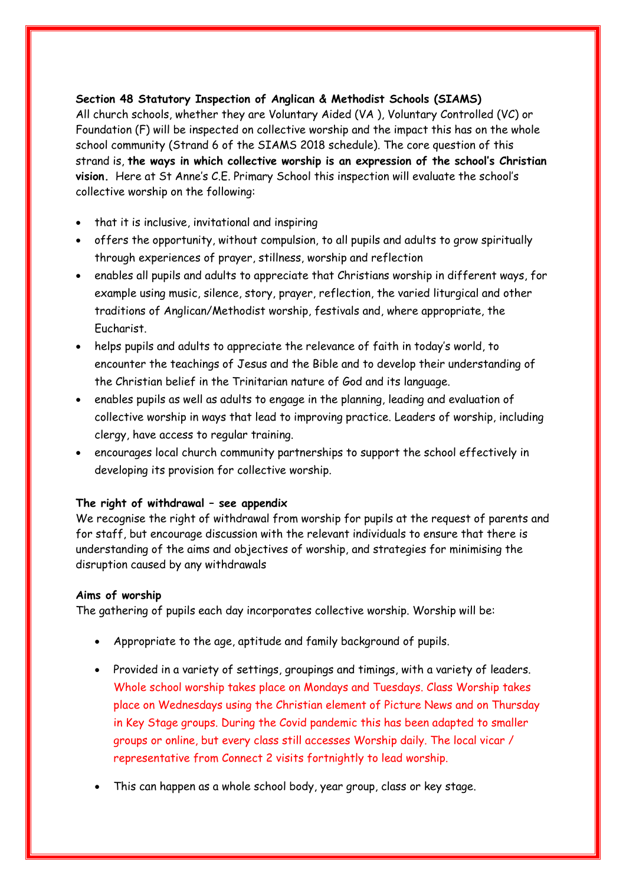**Section 48 Statutory Inspection of Anglican & Methodist Schools (SIAMS)**
All church schools, whether they are Voluntary Aided (VA ), Voluntary Controlled (VC) or Foundation (F) will be inspected on collective worship and the impact this has on the whole school community (Strand 6 of the SIAMS 2018 schedule). The core question of this strand is, **the ways in which collective worship is an expression of the school's Christian vision.** Here at St Anne's C.E. Primary School this inspection will evaluate the school's collective worship on the following:

- that it is inclusive, invitational and inspiring
- offers the opportunity, without compulsion, to all pupils and adults to grow spiritually through experiences of prayer, stillness, worship and reflection
- enables all pupils and adults to appreciate that Christians worship in different ways, for example using music, silence, story, prayer, reflection, the varied liturgical and other traditions of Anglican/Methodist worship, festivals and, where appropriate, the Eucharist.
- helps pupils and adults to appreciate the relevance of faith in today's world, to encounter the teachings of Jesus and the Bible and to develop their understanding of the Christian belief in the Trinitarian nature of God and its language.
- enables pupils as well as adults to engage in the planning, leading and evaluation of collective worship in ways that lead to improving practice. Leaders of worship, including clergy, have access to regular training.
- encourages local church community partnerships to support the school effectively in developing its provision for collective worship.

**The right of withdrawal – see appendix**
We recognise the right of withdrawal from worship for pupils at the request of parents and for staff, but encourage discussion with the relevant individuals to ensure that there is understanding of the aims and objectives of worship, and strategies for minimising the disruption caused by any withdrawals

**Aims of worship**
The gathering of pupils each day incorporates collective worship. Worship will be:

- Appropriate to the age, aptitude and family background of pupils.
- Provided in a variety of settings, groupings and timings, with a variety of leaders. Whole school worship takes place on Mondays and Tuesdays. Class Worship takes place on Wednesdays using the Christian element of Picture News and on Thursday in Key Stage groups. During the Covid pandemic this has been adapted to smaller groups or online, but every class still accesses Worship daily. The local vicar / representative from Connect 2 visits fortnightly to lead worship.
- This can happen as a whole school body, year group, class or key stage.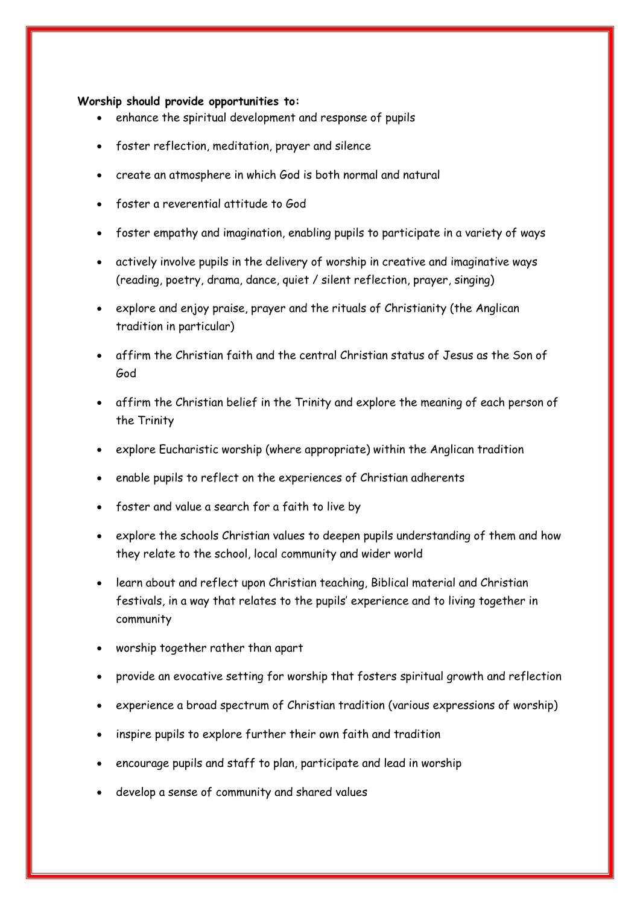**Worship should provide opportunities to:**

- enhance the spiritual development and response of pupils
- foster reflection, meditation, prayer and silence
- create an atmosphere in which God is both normal and natural
- foster a reverential attitude to God
- foster empathy and imagination, enabling pupils to participate in a variety of ways
- actively involve pupils in the delivery of worship in creative and imaginative ways (reading, poetry, drama, dance, quiet / silent reflection, prayer, singing)
- explore and enjoy praise, prayer and the rituals of Christianity (the Anglican tradition in particular)
- affirm the Christian faith and the central Christian status of Jesus as the Son of God
- affirm the Christian belief in the Trinity and explore the meaning of each person of the Trinity
- explore Eucharistic worship (where appropriate) within the Anglican tradition
- enable pupils to reflect on the experiences of Christian adherents
- foster and value a search for a faith to live by
- explore the schools Christian values to deepen pupils understanding of them and how they relate to the school, local community and wider world
- learn about and reflect upon Christian teaching, Biblical material and Christian festivals, in a way that relates to the pupils' experience and to living together in community
- worship together rather than apart
- provide an evocative setting for worship that fosters spiritual growth and reflection
- experience a broad spectrum of Christian tradition (various expressions of worship)
- inspire pupils to explore further their own faith and tradition
- encourage pupils and staff to plan, participate and lead in worship
- develop a sense of community and shared values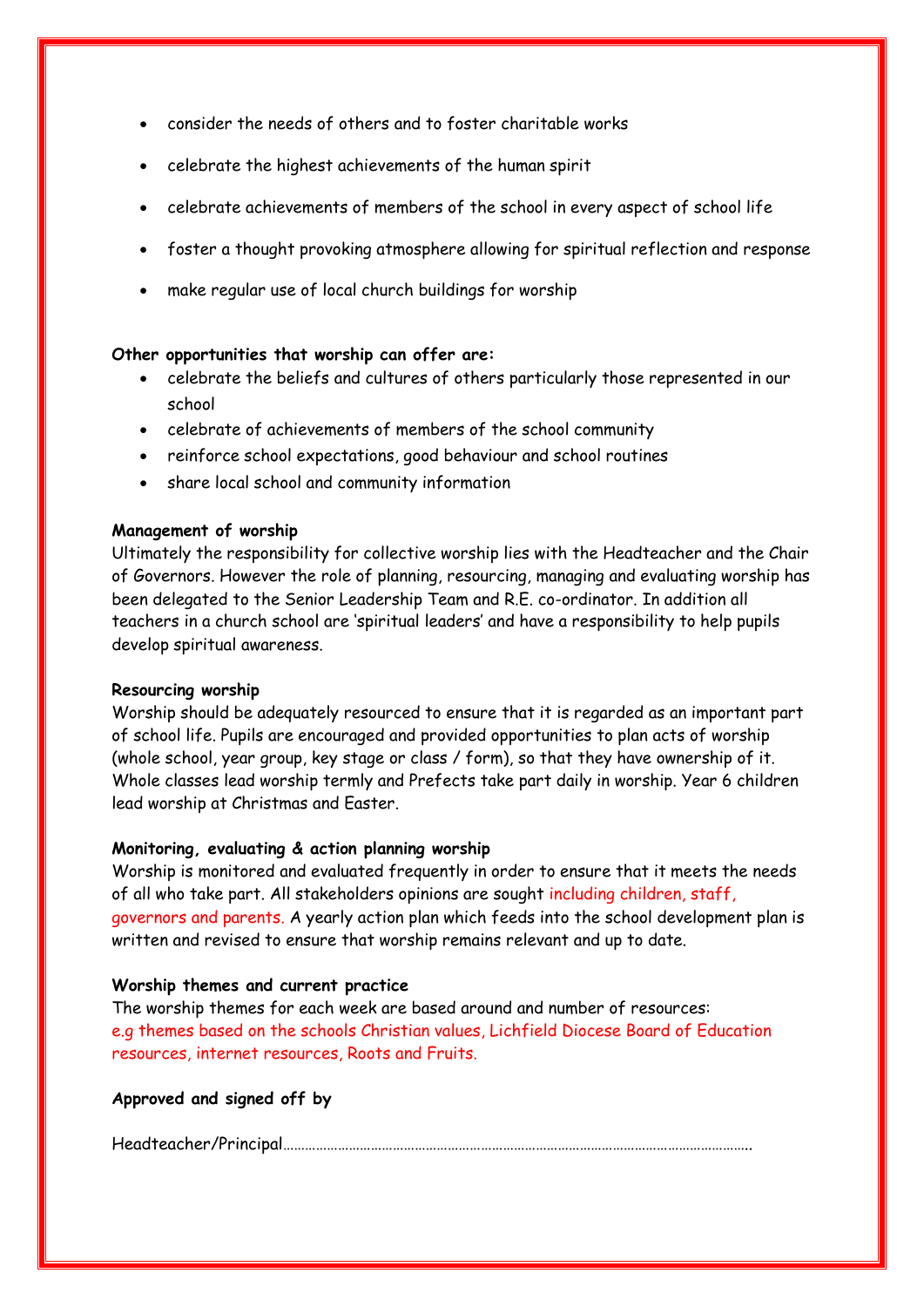- consider the needs of others and to foster charitable works
- celebrate the highest achievements of the human spirit
- celebrate achievements of members of the school in every aspect of school life
- foster a thought provoking atmosphere allowing for spiritual reflection and response
- make regular use of local church buildings for worship

**Other opportunities that worship can offer are:**

- celebrate the beliefs and cultures of others particularly those represented in our school
- celebrate of achievements of members of the school community
- reinforce school expectations, good behaviour and school routines
- share local school and community information

**Management of worship**

Ultimately the responsibility for collective worship lies with the Headteacher and the Chair of Governors. However the role of planning, resourcing, managing and evaluating worship has been delegated to the Senior Leadership Team and R.E. co-ordinator. In addition all teachers in a church school are 'spiritual leaders' and have a responsibility to help pupils develop spiritual awareness.

**Resourcing worship**

Worship should be adequately resourced to ensure that it is regarded as an important part of school life. Pupils are encouraged and provided opportunities to plan acts of worship (whole school, year group, key stage or class / form), so that they have ownership of it. Whole classes lead worship termly and Prefects take part daily in worship. Year 6 children lead worship at Christmas and Easter.

**Monitoring, evaluating & action planning worship**

Worship is monitored and evaluated frequently in order to ensure that it meets the needs of all who take part. All stakeholders opinions are sought including children, staff, governors and parents. A yearly action plan which feeds into the school development plan is written and revised to ensure that worship remains relevant and up to date.

**Worship themes and current practice**

The worship themes for each week are based around and number of resources: e.g themes based on the schools Christian values, Lichfield Diocese Board of Education resources, internet resources, Roots and Fruits.

**Approved and signed off by**

Headteacher/Principal…………………………………………………………………………………………………………….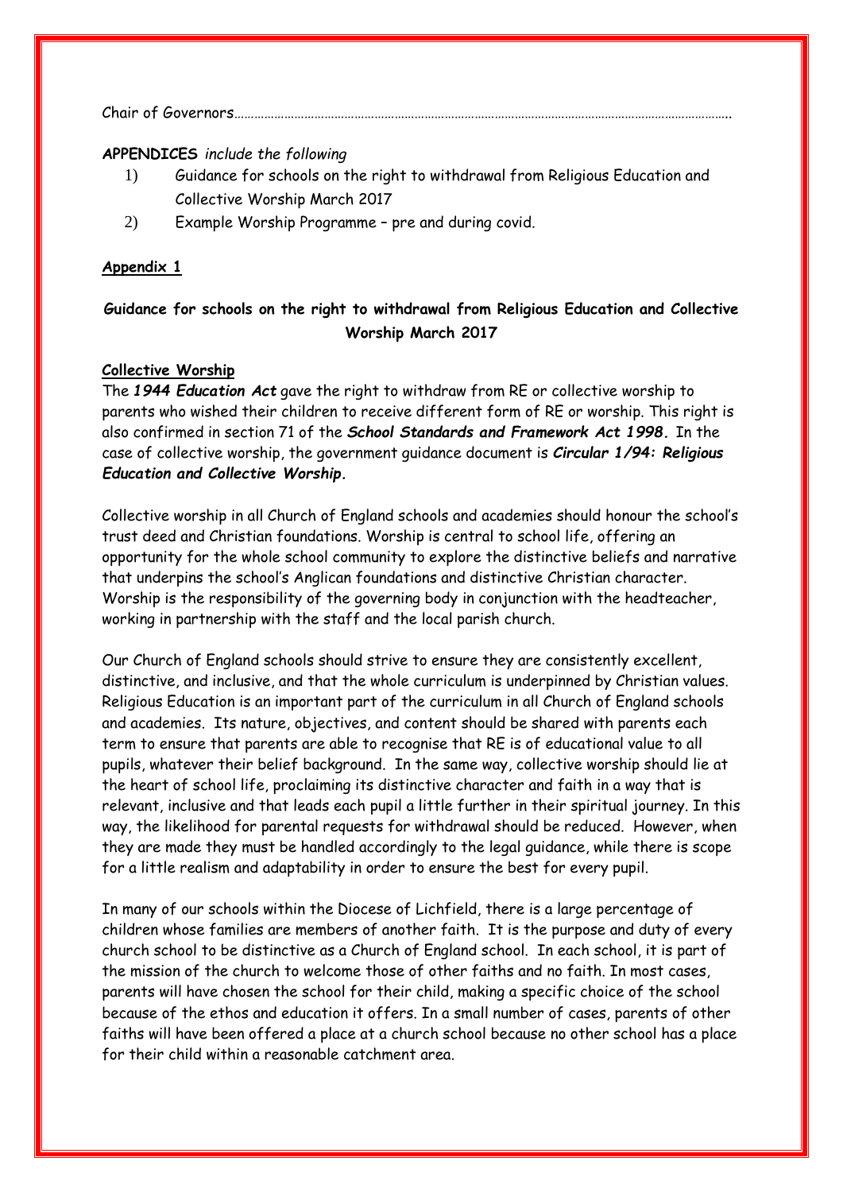Chair of Governors………………………………………………………………………………………………………………………………

**APPENDICES** *include the following*

1) Guidance for schools on the right to withdrawal from Religious Education and Collective Worship March 2017
2) Example Worship Programme – pre and during covid.

**Appendix 1**

## Guidance for schools on the right to withdrawal from Religious Education and Collective Worship March 2017

**Collective Worship**

The ***1944 Education Act*** gave the right to withdraw from RE or collective worship to parents who wished their children to receive different form of RE or worship. This right is also confirmed in section 71 of the ***School Standards and Framework Act 1998.*** In the case of collective worship, the government guidance document is ***Circular 1/94: Religious Education and Collective Worship.***

Collective worship in all Church of England schools and academies should honour the school's trust deed and Christian foundations. Worship is central to school life, offering an opportunity for the whole school community to explore the distinctive beliefs and narrative that underpins the school's Anglican foundations and distinctive Christian character. Worship is the responsibility of the governing body in conjunction with the headteacher, working in partnership with the staff and the local parish church.

Our Church of England schools should strive to ensure they are consistently excellent, distinctive, and inclusive, and that the whole curriculum is underpinned by Christian values. Religious Education is an important part of the curriculum in all Church of England schools and academies. Its nature, objectives, and content should be shared with parents each term to ensure that parents are able to recognise that RE is of educational value to all pupils, whatever their belief background. In the same way, collective worship should lie at the heart of school life, proclaiming its distinctive character and faith in a way that is relevant, inclusive and that leads each pupil a little further in their spiritual journey. In this way, the likelihood for parental requests for withdrawal should be reduced. However, when they are made they must be handled accordingly to the legal guidance, while there is scope for a little realism and adaptability in order to ensure the best for every pupil.

In many of our schools within the Diocese of Lichfield, there is a large percentage of children whose families are members of another faith. It is the purpose and duty of every church school to be distinctive as a Church of England school. In each school, it is part of the mission of the church to welcome those of other faiths and no faith. In most cases, parents will have chosen the school for their child, making a specific choice of the school because of the ethos and education it offers. In a small number of cases, parents of other faiths will have been offered a place at a church school because no other school has a place for their child within a reasonable catchment area.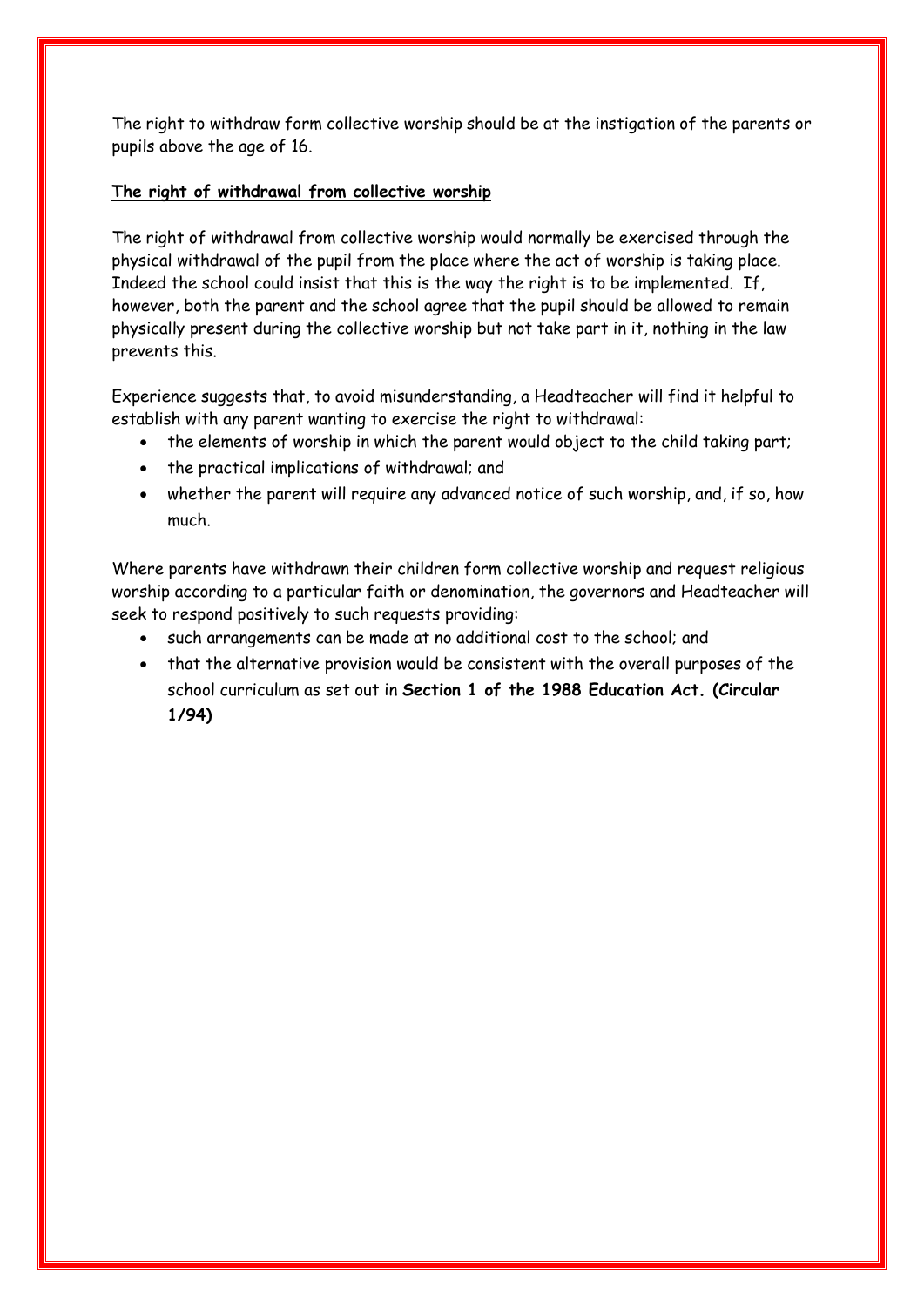The right to withdraw form collective worship should be at the instigation of the parents or pupils above the age of 16.

**The right of withdrawal from collective worship**

The right of withdrawal from collective worship would normally be exercised through the physical withdrawal of the pupil from the place where the act of worship is taking place. Indeed the school could insist that this is the way the right is to be implemented. If, however, both the parent and the school agree that the pupil should be allowed to remain physically present during the collective worship but not take part in it, nothing in the law prevents this.

Experience suggests that, to avoid misunderstanding, a Headteacher will find it helpful to establish with any parent wanting to exercise the right to withdrawal:

- the elements of worship in which the parent would object to the child taking part;
- the practical implications of withdrawal; and
- whether the parent will require any advanced notice of such worship, and, if so, how much.

Where parents have withdrawn their children form collective worship and request religious worship according to a particular faith or denomination, the governors and Headteacher will seek to respond positively to such requests providing:

- such arrangements can be made at no additional cost to the school; and
- that the alternative provision would be consistent with the overall purposes of the school curriculum as set out in **Section 1 of the 1988 Education Act. (Circular 1/94)**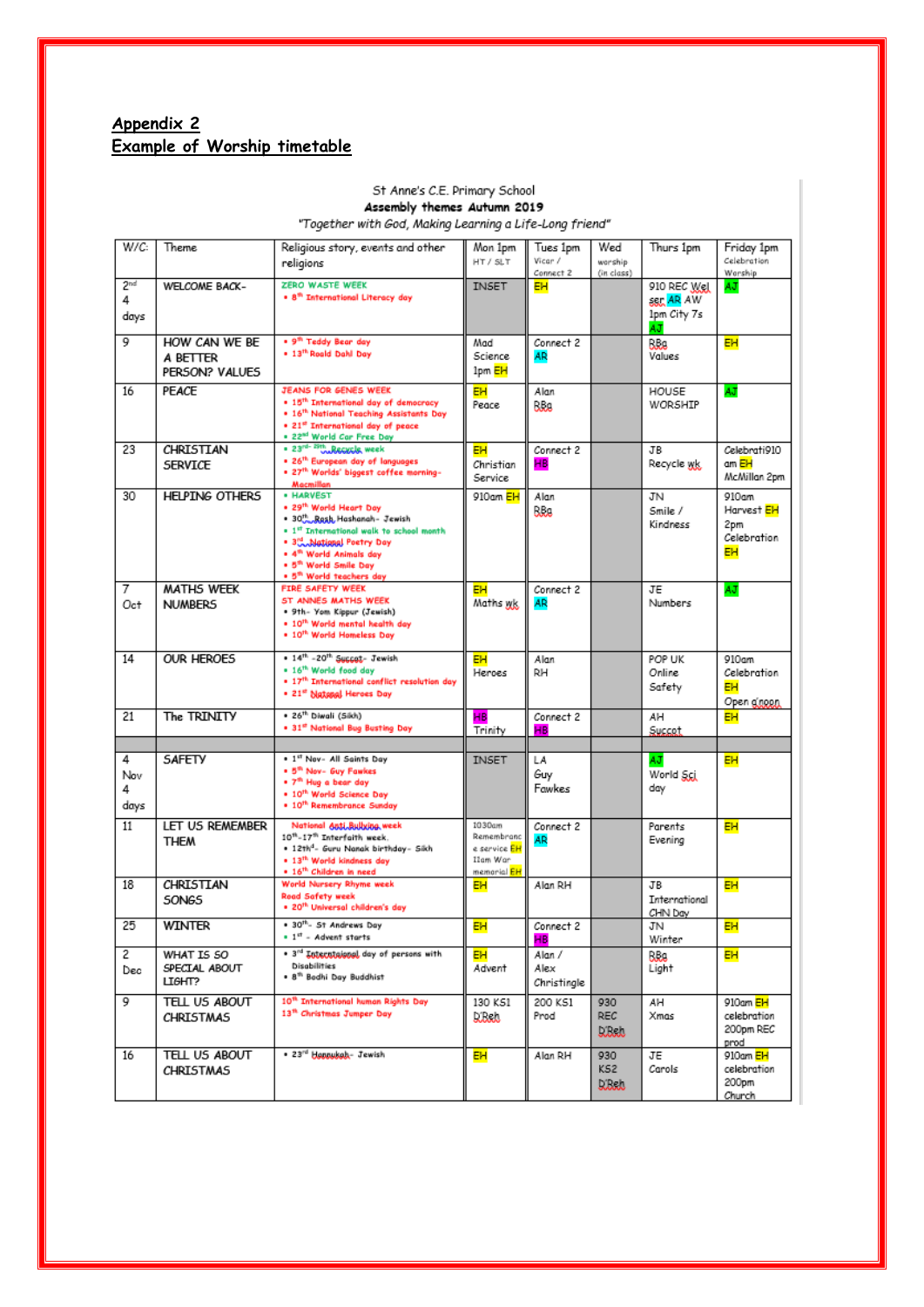## Appendix 2
## Example of Worship timetable

St Anne's C.E. Primary School
**Assembly themes Autumn 2019**
*"Together with God, Making Learning a Life-Long friend"*

| W/C: | Theme | Religious story, events and other religions | Mon 1pm HT / SLT | Tues 1pm Vicar / Connect 2 | Wed worship (in class) | Thurs 1pm | Friday 1pm Celebration Worship |
|---|---|---|---|---|---|---|---|
| 2nd 4 days | WELCOME BACK- | ZERO WASTE WEEK<br>• 8th International Literacy day | INSET | EH | | 910 REC Wel ser AR AW 1pm City 7s AJ | AJ |
| 9 | HOW CAN WE BE A BETTER PERSON? VALUES | • 9th Teddy Bear day<br>• 13th Roald Dahl Day | Mad Science 1pm EH | Connect 2 AR | | RBg Values | EH |
| 16 | PEACE | JEANS FOR GENES WEEK<br>• 15th International day of democracy<br>• 16th National Teaching Assistants Day<br>• 21st International day of peace<br>• 22nd World Car Free Day | EH Peace | Alan RBg | | HOUSE WORSHIP | AJ |
| 23 | CHRISTIAN SERVICE | • 23rd- 29th Recycle week<br>• 26th European day of languages<br>• 27th Worlds' biggest coffee morning- Macmillan | EH Christian Service | Connect 2 HB | | JB Recycle wk | Celebrati910 am EH McMillan 2pm |
| 30 | HELPING OTHERS | • HARVEST<br>• 29th World Heart Day<br>• 30th Rosh Hashanah- Jewish<br>• 1st International walk to school month<br>• 3rd National Poetry Day<br>• 4th World Animals day<br>• 5th World Smile Day<br>• 5th World teachers day | 910am EH | Alan RBg | | JN Smile / Kindness | 910am Harvest EH 2pm Celebration EH |
| 7 Oct | MATHS WEEK NUMBERS | FIRE SAFETY WEEK<br>ST ANNES MATHS WEEK<br>• 9th- Yom Kippur (Jewish)<br>• 10th World mental health day<br>• 10th World Homeless Day | EH Maths wk | Connect 2 AR | | JE Numbers | AJ |
| 14 | OUR HEROES | • 14th -20th Succot- Jewish<br>• 16th World food day<br>• 17th International conflict resolution day<br>• 21st National Heroes Day | EH Heroes | Alan RH | | POP UK Online Safety | 910am Celebration EH Open afternoon |
| 21 | The TRINITY | • 26th Diwali (Sikh)<br>• 31st National Bug Busting Day | HB Trinity | Connect 2 HB | | AH Succot | EH |
| | | | | | | | |
| 4 Nov 4 days | SAFETY | • 1st Nov- All Saints Day<br>• 5th Nov- Guy Fawkes<br>• 7th Hug a bear day<br>• 10th World Science Day<br>• 10th Remembrance Sunday | INSET | LA Guy Fawkes | | AJ World Sci day | EH |
| 11 | LET US REMEMBER THEM | National Anti Bullying week<br>10th-17th Interfaith week.<br>• 12th- Guru Nanak birthday- Sikh<br>• 13th World kindness day<br>• 16th Children in need | 1030am Remembrance service EH 11am War memorial EH | Connect 2 AR | | Parents Evening | EH |
| 18 | CHRISTIAN SONGS | World Nursery Rhyme week<br>Road Safety week<br>• 20th Universal children's day | EH | Alan RH | | JB International CHN Day | EH |
| 25 | WINTER | • 30th- St Andrews Day<br>• 1st - Advent starts | EH | Connect 2 HB | | JN Winter | EH |
| 2 Dec | WHAT IS SO SPECIAL ABOUT LIGHT? | • 3rd International day of persons with Disabilities<br>• 8th Bodhi Day Buddhist | EH Advent | Alan / Alex Christingle | | RBg Light | EH |
| 9 | TELL US ABOUT CHRISTMAS | 10th International human Rights Day<br>13th Christmas Jumper Day | 130 KS1 D'Reh | 200 KS1 Prod | 930 REC D'Reh | AH Xmas | 910am EH celebration 200pm REC prod |
| 16 | TELL US ABOUT CHRISTMAS | • 23rd Hannukah- Jewish | EH | Alan RH | 930 KS2 D'Reh | JE Carols | 910am EH celebration 200pm Church |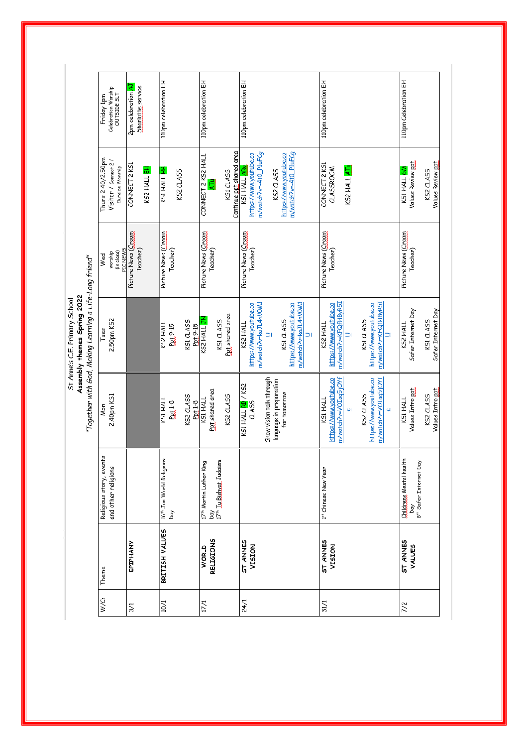St Anne's C.E. Primary School

**Assembly themes Spring 2022**

*"Together with God, Making Learning a Life-Long friend"*

| W/C: | Theme | Religious story, events and other religions | Mon 2.40pm KS1 | Tues 2.50pm KS2 | Wed worship (in class) PIC NEWS | Thurs 2.40/2.50pm Visitor / Connect 2 / Outside Worship | Friday 1pm Celebration Worship OUTSIDE SLT |
|---|---|---|---|---|---|---|---|
| 3/1 | EPIPHANY | | | | Picture News (Croom Teacher) | CONNECT 2 KS1<br>KS2 HALL EH | 2pm celebration AJ<br>Sharlotte service |
| 10/1 | BRITISH VALUES | 16th Jan World Religions Day | KS1 HALL<br>Ppt 1-8<br>KS2 CLASS<br>Ppt 1-8 | KS2 HALL<br>Ppt 9-15<br>KS1 CLASS<br>Ppt 9-15 | Picture News (Croom Teacher) | KS1 HALL HB<br>KS2 CLASS | 110pm celebration EH |
| 17/1 | WORLD RELIGIONS | 17th Martin Luther King Day<br>17th Tu Bishvat Judaism | KS1 HALL<br>Ppt shared area<br>KS2 CLASS | KS2 HALL JN<br>KS1 CLASS<br>Ppt shared area | Picture News (Croom Teacher) | CONNECT 2 KS2 HALL ATU<br>KS1 CLASS<br>Continue ppt shared area | 110pm celebration EH |
| 24/1 | ST ANNES VISION | | KS1 HALL RB / KS2 CLASS<br>Show vision talk through language in preparation for tomorrow | KS2 HALL<br>https://www.youtube.com/watch?v=kaJL4nVOM1U<br>KS1 CLASS<br>https://www.youtube.com/watch?v=kaJL4nVOM1U | Picture News (Croom Teacher) | KS1 HALL ARo<br>https://www.youtube.com/watch?v=-4tO_PluFCg<br>KS2 CLASS<br>https://www.youtube.com/watch?v=-4tO_PluFCg | 110pm celebration EH |
| 31/1 | ST ANNES VISION | 1st Chinese New Year | KS1 HALL<br>https://www.youtube.com/watch?v=VOIqg5jOYfc<br>KS2 CLASS<br>https://www.youtube.com/watch?v=VOIqg5jOYfc | KS2 HALL<br>https://www.youtube.com/watch?v=KFQfHByR5IU<br>KS1 CLASS<br>https://www.youtube.com/watch?v=KFQfHByR5IU | Picture News (Croom Teacher) | CONNECT 2 KS1 CLASSROOM<br>KS2 HALL ATu | 110pm celebration EH |
| 7/2 | ST ANNES VALUES | Childrens Mental health Day<br>8th Safer Internet Day | KS1 HALL<br>Values Intro ppt<br>KS2 CLASS<br>Values Intro ppt | KS2 HALL<br>Safer Internet Day<br>KS1 CLASS<br>Safer Internet Day | Picture News (Croom Teacher) | KS1 HALL SM<br>Values Review ppt<br>KS2 CLASS<br>Values Review ppt | 110pm Celebration EH |